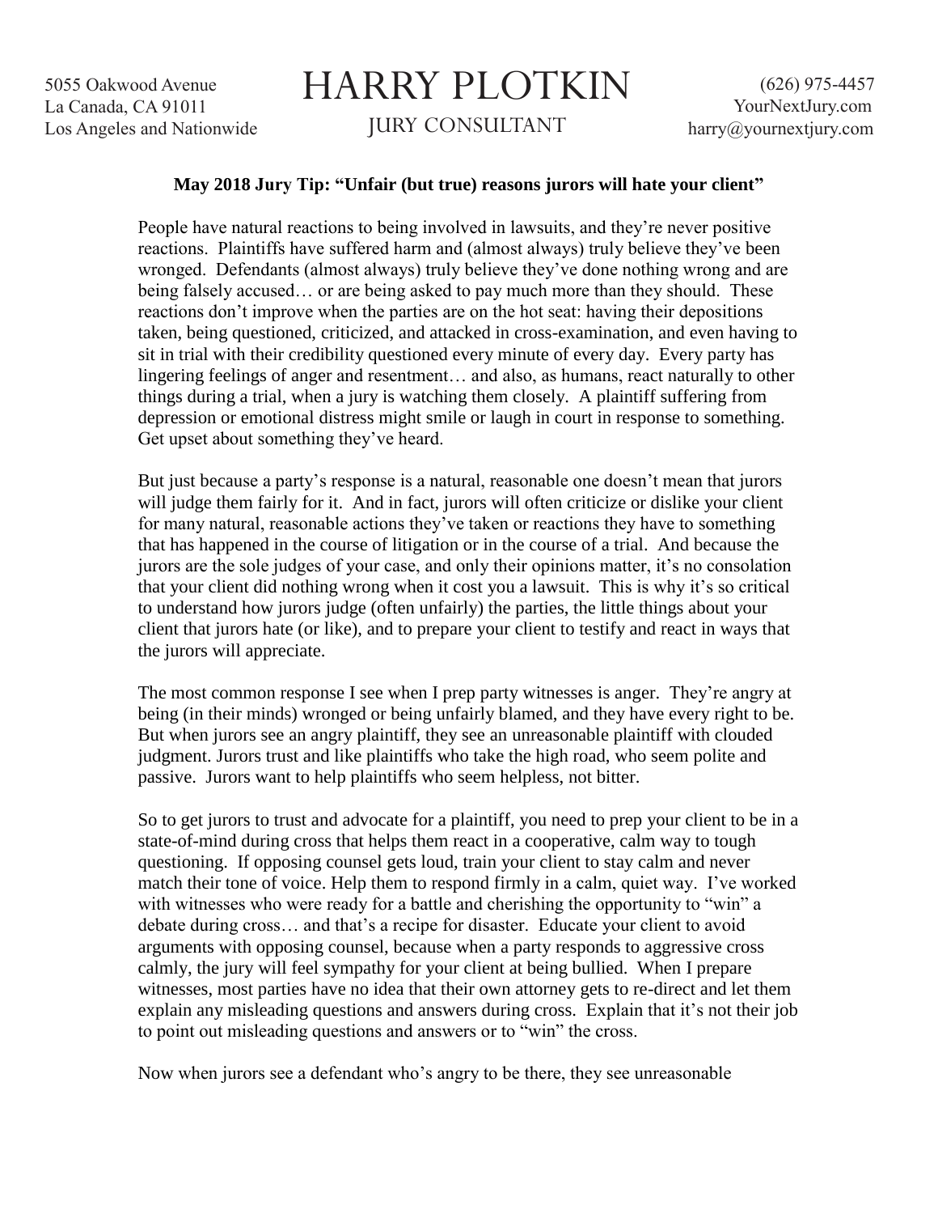5055 Oakwood Avenue
La Canada, CA 91011
Los Angeles and Nationwide

# HARRY PLOTKIN

JURY CONSULTANT

(626) 975-4457
YourNextJury.com
harry@yournextjury.com

**May 2018 Jury Tip: "Unfair (but true) reasons jurors will hate your client"**

People have natural reactions to being involved in lawsuits, and they're never positive reactions. Plaintiffs have suffered harm and (almost always) truly believe they've been wronged. Defendants (almost always) truly believe they've done nothing wrong and are being falsely accused… or are being asked to pay much more than they should. These reactions don't improve when the parties are on the hot seat: having their depositions taken, being questioned, criticized, and attacked in cross-examination, and even having to sit in trial with their credibility questioned every minute of every day. Every party has lingering feelings of anger and resentment… and also, as humans, react naturally to other things during a trial, when a jury is watching them closely. A plaintiff suffering from depression or emotional distress might smile or laugh in court in response to something. Get upset about something they've heard.

But just because a party's response is a natural, reasonable one doesn't mean that jurors will judge them fairly for it. And in fact, jurors will often criticize or dislike your client for many natural, reasonable actions they've taken or reactions they have to something that has happened in the course of litigation or in the course of a trial. And because the jurors are the sole judges of your case, and only their opinions matter, it's no consolation that your client did nothing wrong when it cost you a lawsuit. This is why it's so critical to understand how jurors judge (often unfairly) the parties, the little things about your client that jurors hate (or like), and to prepare your client to testify and react in ways that the jurors will appreciate.

The most common response I see when I prep party witnesses is anger. They're angry at being (in their minds) wronged or being unfairly blamed, and they have every right to be. But when jurors see an angry plaintiff, they see an unreasonable plaintiff with clouded judgment. Jurors trust and like plaintiffs who take the high road, who seem polite and passive. Jurors want to help plaintiffs who seem helpless, not bitter.

So to get jurors to trust and advocate for a plaintiff, you need to prep your client to be in a state-of-mind during cross that helps them react in a cooperative, calm way to tough questioning. If opposing counsel gets loud, train your client to stay calm and never match their tone of voice. Help them to respond firmly in a calm, quiet way. I've worked with witnesses who were ready for a battle and cherishing the opportunity to "win" a debate during cross… and that's a recipe for disaster. Educate your client to avoid arguments with opposing counsel, because when a party responds to aggressive cross calmly, the jury will feel sympathy for your client at being bullied. When I prepare witnesses, most parties have no idea that their own attorney gets to re-direct and let them explain any misleading questions and answers during cross. Explain that it's not their job to point out misleading questions and answers or to "win" the cross.

Now when jurors see a defendant who's angry to be there, they see unreasonable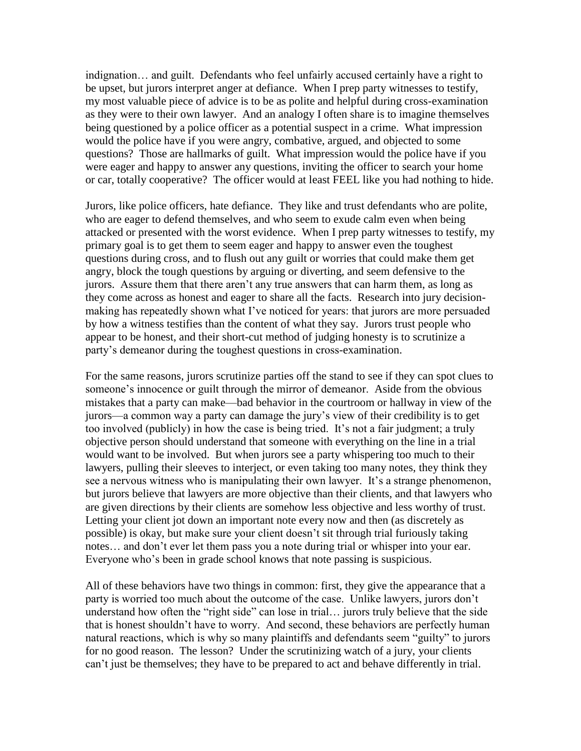indignation… and guilt. Defendants who feel unfairly accused certainly have a right to be upset, but jurors interpret anger at defiance. When I prep party witnesses to testify, my most valuable piece of advice is to be as polite and helpful during cross-examination as they were to their own lawyer. And an analogy I often share is to imagine themselves being questioned by a police officer as a potential suspect in a crime. What impression would the police have if you were angry, combative, argued, and objected to some questions? Those are hallmarks of guilt. What impression would the police have if you were eager and happy to answer any questions, inviting the officer to search your home or car, totally cooperative? The officer would at least FEEL like you had nothing to hide.

Jurors, like police officers, hate defiance. They like and trust defendants who are polite, who are eager to defend themselves, and who seem to exude calm even when being attacked or presented with the worst evidence. When I prep party witnesses to testify, my primary goal is to get them to seem eager and happy to answer even the toughest questions during cross, and to flush out any guilt or worries that could make them get angry, block the tough questions by arguing or diverting, and seem defensive to the jurors. Assure them that there aren't any true answers that can harm them, as long as they come across as honest and eager to share all the facts. Research into jury decision-making has repeatedly shown what I've noticed for years: that jurors are more persuaded by how a witness testifies than the content of what they say. Jurors trust people who appear to be honest, and their short-cut method of judging honesty is to scrutinize a party's demeanor during the toughest questions in cross-examination.

For the same reasons, jurors scrutinize parties off the stand to see if they can spot clues to someone's innocence or guilt through the mirror of demeanor. Aside from the obvious mistakes that a party can make—bad behavior in the courtroom or hallway in view of the jurors—a common way a party can damage the jury's view of their credibility is to get too involved (publicly) in how the case is being tried. It's not a fair judgment; a truly objective person should understand that someone with everything on the line in a trial would want to be involved. But when jurors see a party whispering too much to their lawyers, pulling their sleeves to interject, or even taking too many notes, they think they see a nervous witness who is manipulating their own lawyer. It's a strange phenomenon, but jurors believe that lawyers are more objective than their clients, and that lawyers who are given directions by their clients are somehow less objective and less worthy of trust. Letting your client jot down an important note every now and then (as discretely as possible) is okay, but make sure your client doesn't sit through trial furiously taking notes… and don't ever let them pass you a note during trial or whisper into your ear. Everyone who's been in grade school knows that note passing is suspicious.

All of these behaviors have two things in common: first, they give the appearance that a party is worried too much about the outcome of the case. Unlike lawyers, jurors don't understand how often the "right side" can lose in trial… jurors truly believe that the side that is honest shouldn't have to worry. And second, these behaviors are perfectly human natural reactions, which is why so many plaintiffs and defendants seem "guilty" to jurors for no good reason. The lesson? Under the scrutinizing watch of a jury, your clients can't just be themselves; they have to be prepared to act and behave differently in trial.